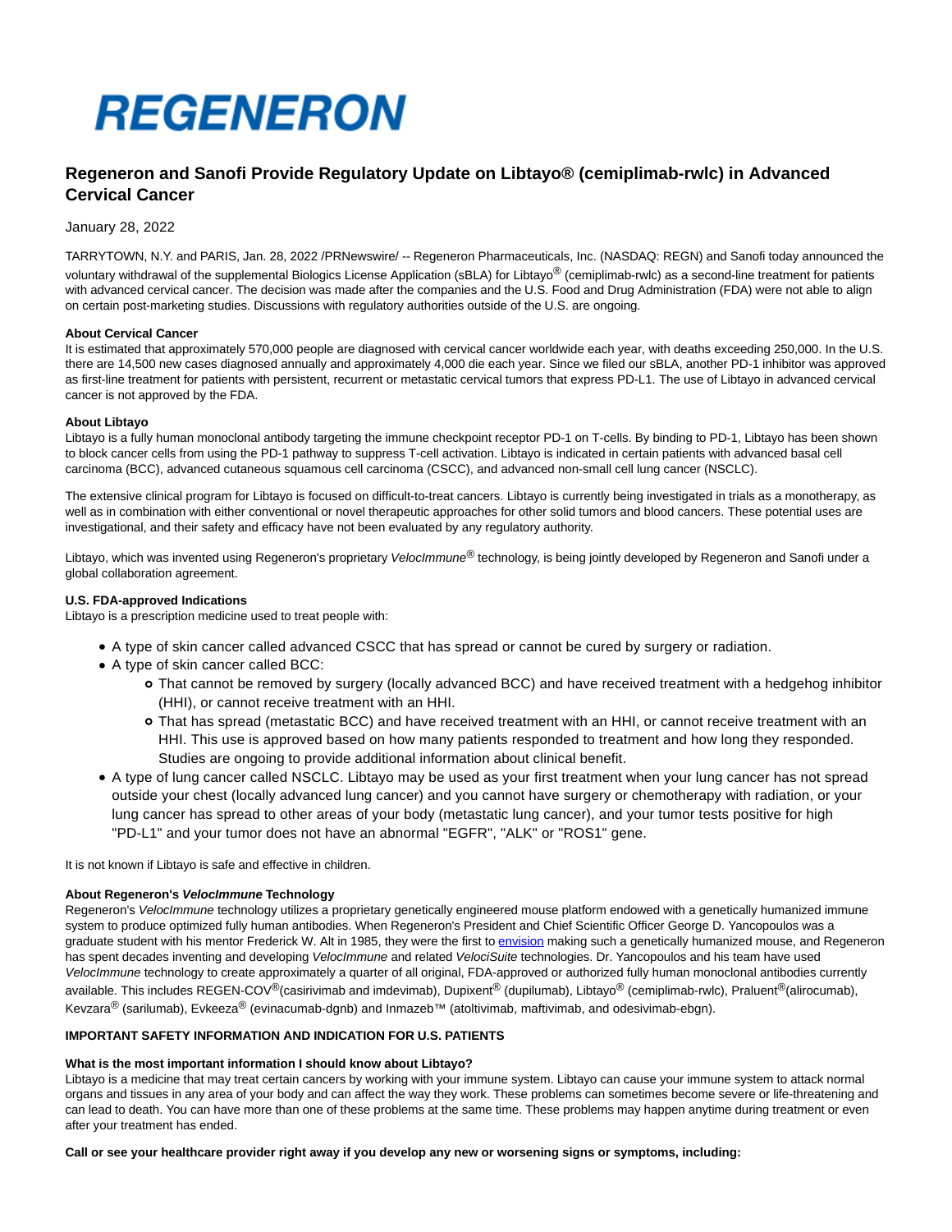REGENERON

# Regeneron and Sanofi Provide Regulatory Update on Libtayo® (cemiplimab-rwlc) in Advanced Cervical Cancer

January 28, 2022

TARRYTOWN, N.Y. and PARIS, Jan. 28, 2022 /PRNewswire/ -- Regeneron Pharmaceuticals, Inc. (NASDAQ: REGN) and Sanofi today announced the voluntary withdrawal of the supplemental Biologics License Application (sBLA) for Libtayo® (cemiplimab-rwlc) as a second-line treatment for patients with advanced cervical cancer. The decision was made after the companies and the U.S. Food and Drug Administration (FDA) were not able to align on certain post-marketing studies. Discussions with regulatory authorities outside of the U.S. are ongoing.

**About Cervical Cancer**
It is estimated that approximately 570,000 people are diagnosed with cervical cancer worldwide each year, with deaths exceeding 250,000. In the U.S. there are 14,500 new cases diagnosed annually and approximately 4,000 die each year. Since we filed our sBLA, another PD-1 inhibitor was approved as first-line treatment for patients with persistent, recurrent or metastatic cervical tumors that express PD-L1. The use of Libtayo in advanced cervical cancer is not approved by the FDA.

**About Libtayo**
Libtayo is a fully human monoclonal antibody targeting the immune checkpoint receptor PD-1 on T-cells. By binding to PD-1, Libtayo has been shown to block cancer cells from using the PD-1 pathway to suppress T-cell activation. Libtayo is indicated in certain patients with advanced basal cell carcinoma (BCC), advanced cutaneous squamous cell carcinoma (CSCC), and advanced non-small cell lung cancer (NSCLC).

The extensive clinical program for Libtayo is focused on difficult-to-treat cancers. Libtayo is currently being investigated in trials as a monotherapy, as well as in combination with either conventional or novel therapeutic approaches for other solid tumors and blood cancers. These potential uses are investigational, and their safety and efficacy have not been evaluated by any regulatory authority.

Libtayo, which was invented using Regeneron's proprietary *VelocImmune*® technology, is being jointly developed by Regeneron and Sanofi under a global collaboration agreement.

**U.S. FDA-approved Indications**
Libtayo is a prescription medicine used to treat people with:

- A type of skin cancer called advanced CSCC that has spread or cannot be cured by surgery or radiation.
- A type of skin cancer called BCC:
  - That cannot be removed by surgery (locally advanced BCC) and have received treatment with a hedgehog inhibitor (HHI), or cannot receive treatment with an HHI.
  - That has spread (metastatic BCC) and have received treatment with an HHI, or cannot receive treatment with an HHI. This use is approved based on how many patients responded to treatment and how long they responded. Studies are ongoing to provide additional information about clinical benefit.
- A type of lung cancer called NSCLC. Libtayo may be used as your first treatment when your lung cancer has not spread outside your chest (locally advanced lung cancer) and you cannot have surgery or chemotherapy with radiation, or your lung cancer has spread to other areas of your body (metastatic lung cancer), and your tumor tests positive for high "PD-L1" and your tumor does not have an abnormal "EGFR", "ALK" or "ROS1" gene.

It is not known if Libtayo is safe and effective in children.

**About Regeneron's *VelocImmune* Technology**
Regeneron's *VelocImmune* technology utilizes a proprietary genetically engineered mouse platform endowed with a genetically humanized immune system to produce optimized fully human antibodies. When Regeneron's President and Chief Scientific Officer George D. Yancopoulos was a graduate student with his mentor Frederick W. Alt in 1985, they were the first to envision making such a genetically humanized mouse, and Regeneron has spent decades inventing and developing *VelocImmune* and related *VelociSuite* technologies. Dr. Yancopoulos and his team have used *VelocImmune* technology to create approximately a quarter of all original, FDA-approved or authorized fully human monoclonal antibodies currently available. This includes REGEN-COV®(casirivimab and imdevimab), Dupixent® (dupilumab), Libtayo® (cemiplimab-rwlc), Praluent®(alirocumab), Kevzara® (sarilumab), Evkeeza® (evinacumab-dgnb) and Inmazeb™ (atoltivimab, maftivimab, and odesivimab-ebgn).

**IMPORTANT SAFETY INFORMATION AND INDICATION FOR U.S. PATIENTS**

**What is the most important information I should know about Libtayo?**
Libtayo is a medicine that may treat certain cancers by working with your immune system. Libtayo can cause your immune system to attack normal organs and tissues in any area of your body and can affect the way they work. These problems can sometimes become severe or life-threatening and can lead to death. You can have more than one of these problems at the same time. These problems may happen anytime during treatment or even after your treatment has ended.

**Call or see your healthcare provider right away if you develop any new or worsening signs or symptoms, including:**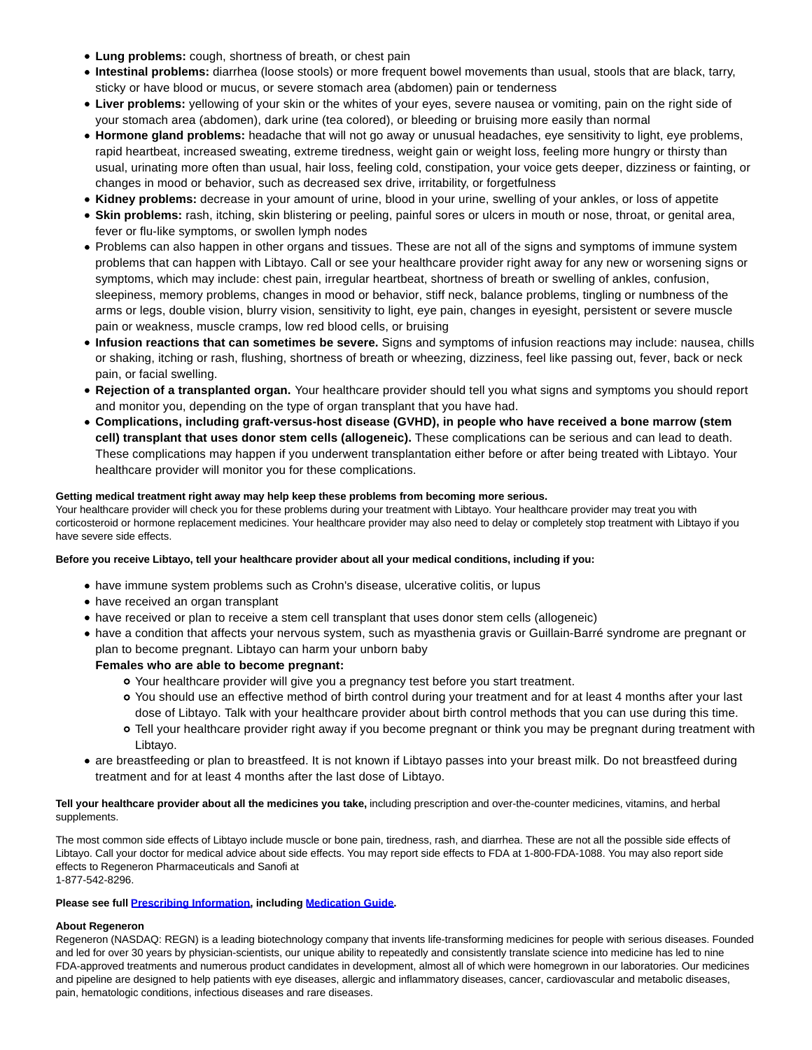- **Lung problems:** cough, shortness of breath, or chest pain
- **Intestinal problems:** diarrhea (loose stools) or more frequent bowel movements than usual, stools that are black, tarry, sticky or have blood or mucus, or severe stomach area (abdomen) pain or tenderness
- **Liver problems:** yellowing of your skin or the whites of your eyes, severe nausea or vomiting, pain on the right side of your stomach area (abdomen), dark urine (tea colored), or bleeding or bruising more easily than normal
- **Hormone gland problems:** headache that will not go away or unusual headaches, eye sensitivity to light, eye problems, rapid heartbeat, increased sweating, extreme tiredness, weight gain or weight loss, feeling more hungry or thirsty than usual, urinating more often than usual, hair loss, feeling cold, constipation, your voice gets deeper, dizziness or fainting, or changes in mood or behavior, such as decreased sex drive, irritability, or forgetfulness
- **Kidney problems:** decrease in your amount of urine, blood in your urine, swelling of your ankles, or loss of appetite
- **Skin problems:** rash, itching, skin blistering or peeling, painful sores or ulcers in mouth or nose, throat, or genital area, fever or flu-like symptoms, or swollen lymph nodes
- Problems can also happen in other organs and tissues. These are not all of the signs and symptoms of immune system problems that can happen with Libtayo. Call or see your healthcare provider right away for any new or worsening signs or symptoms, which may include: chest pain, irregular heartbeat, shortness of breath or swelling of ankles, confusion, sleepiness, memory problems, changes in mood or behavior, stiff neck, balance problems, tingling or numbness of the arms or legs, double vision, blurry vision, sensitivity to light, eye pain, changes in eyesight, persistent or severe muscle pain or weakness, muscle cramps, low red blood cells, or bruising
- **Infusion reactions that can sometimes be severe.** Signs and symptoms of infusion reactions may include: nausea, chills or shaking, itching or rash, flushing, shortness of breath or wheezing, dizziness, feel like passing out, fever, back or neck pain, or facial swelling.
- **Rejection of a transplanted organ.** Your healthcare provider should tell you what signs and symptoms you should report and monitor you, depending on the type of organ transplant that you have had.
- **Complications, including graft-versus-host disease (GVHD), in people who have received a bone marrow (stem cell) transplant that uses donor stem cells (allogeneic).** These complications can be serious and can lead to death. These complications may happen if you underwent transplantation either before or after being treated with Libtayo. Your healthcare provider will monitor you for these complications.

**Getting medical treatment right away may help keep these problems from becoming more serious.**
Your healthcare provider will check you for these problems during your treatment with Libtayo. Your healthcare provider may treat you with corticosteroid or hormone replacement medicines. Your healthcare provider may also need to delay or completely stop treatment with Libtayo if you have severe side effects.

**Before you receive Libtayo, tell your healthcare provider about all your medical conditions, including if you:**

- have immune system problems such as Crohn's disease, ulcerative colitis, or lupus
- have received an organ transplant
- have received or plan to receive a stem cell transplant that uses donor stem cells (allogeneic)
- have a condition that affects your nervous system, such as myasthenia gravis or Guillain-Barré syndrome are pregnant or plan to become pregnant. Libtayo can harm your unborn baby

  **Females who are able to become pregnant:**
  - Your healthcare provider will give you a pregnancy test before you start treatment.
  - You should use an effective method of birth control during your treatment and for at least 4 months after your last dose of Libtayo. Talk with your healthcare provider about birth control methods that you can use during this time.
  - Tell your healthcare provider right away if you become pregnant or think you may be pregnant during treatment with Libtayo.
- are breastfeeding or plan to breastfeed. It is not known if Libtayo passes into your breast milk. Do not breastfeed during treatment and for at least 4 months after the last dose of Libtayo.

**Tell your healthcare provider about all the medicines you take,** including prescription and over-the-counter medicines, vitamins, and herbal supplements.

The most common side effects of Libtayo include muscle or bone pain, tiredness, rash, and diarrhea. These are not all the possible side effects of Libtayo. Call your doctor for medical advice about side effects. You may report side effects to FDA at 1-800-FDA-1088. You may also report side effects to Regeneron Pharmaceuticals and Sanofi at
1-877-542-8296.

**Please see full [Prescribing Information](), including [Medication Guide]().**

**About Regeneron**
Regeneron (NASDAQ: REGN) is a leading biotechnology company that invents life-transforming medicines for people with serious diseases. Founded and led for over 30 years by physician-scientists, our unique ability to repeatedly and consistently translate science into medicine has led to nine FDA-approved treatments and numerous product candidates in development, almost all of which were homegrown in our laboratories. Our medicines and pipeline are designed to help patients with eye diseases, allergic and inflammatory diseases, cancer, cardiovascular and metabolic diseases, pain, hematologic conditions, infectious diseases and rare diseases.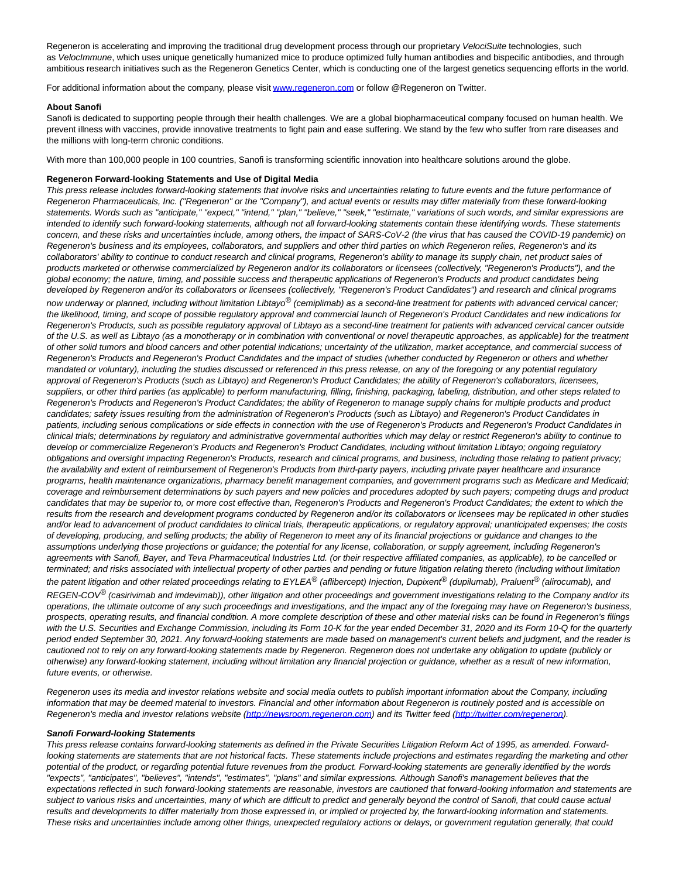Regeneron is accelerating and improving the traditional drug development process through our proprietary *VelociSuite* technologies, such as *VelocImmune*, which uses unique genetically humanized mice to produce optimized fully human antibodies and bispecific antibodies, and through ambitious research initiatives such as the Regeneron Genetics Center, which is conducting one of the largest genetics sequencing efforts in the world.

For additional information about the company, please visit [www.regeneron.com](http://www.regeneron.com) or follow @Regeneron on Twitter.

**About Sanofi**

Sanofi is dedicated to supporting people through their health challenges. We are a global biopharmaceutical company focused on human health. We prevent illness with vaccines, provide innovative treatments to fight pain and ease suffering. We stand by the few who suffer from rare diseases and the millions with long-term chronic conditions.

With more than 100,000 people in 100 countries, Sanofi is transforming scientific innovation into healthcare solutions around the globe.

**Regeneron Forward-looking Statements and Use of Digital Media**

*This press release includes forward-looking statements that involve risks and uncertainties relating to future events and the future performance of Regeneron Pharmaceuticals, Inc. ("Regeneron" or the "Company"), and actual events or results may differ materially from these forward-looking statements. Words such as "anticipate," "expect," "intend," "plan," "believe," "seek," "estimate," variations of such words, and similar expressions are intended to identify such forward-looking statements, although not all forward-looking statements contain these identifying words. These statements concern, and these risks and uncertainties include, among others, the impact of SARS-CoV-2 (the virus that has caused the COVID-19 pandemic) on Regeneron's business and its employees, collaborators, and suppliers and other third parties on which Regeneron relies, Regeneron's and its collaborators' ability to continue to conduct research and clinical programs, Regeneron's ability to manage its supply chain, net product sales of products marketed or otherwise commercialized by Regeneron and/or its collaborators or licensees (collectively, "Regeneron's Products"), and the global economy; the nature, timing, and possible success and therapeutic applications of Regeneron's Products and product candidates being developed by Regeneron and/or its collaborators or licensees (collectively, "Regeneron's Product Candidates") and research and clinical programs now underway or planned, including without limitation Libtayo® (cemiplimab) as a second-line treatment for patients with advanced cervical cancer; the likelihood, timing, and scope of possible regulatory approval and commercial launch of Regeneron's Product Candidates and new indications for Regeneron's Products, such as possible regulatory approval of Libtayo as a second-line treatment for patients with advanced cervical cancer outside of the U.S. as well as Libtayo (as a monotherapy or in combination with conventional or novel therapeutic approaches, as applicable) for the treatment of other solid tumors and blood cancers and other potential indications; uncertainty of the utilization, market acceptance, and commercial success of Regeneron's Products and Regeneron's Product Candidates and the impact of studies (whether conducted by Regeneron or others and whether mandated or voluntary), including the studies discussed or referenced in this press release, on any of the foregoing or any potential regulatory approval of Regeneron's Products (such as Libtayo) and Regeneron's Product Candidates; the ability of Regeneron's collaborators, licensees, suppliers, or other third parties (as applicable) to perform manufacturing, filling, finishing, packaging, labeling, distribution, and other steps related to Regeneron's Products and Regeneron's Product Candidates; the ability of Regeneron to manage supply chains for multiple products and product candidates; safety issues resulting from the administration of Regeneron's Products (such as Libtayo) and Regeneron's Product Candidates in patients, including serious complications or side effects in connection with the use of Regeneron's Products and Regeneron's Product Candidates in clinical trials; determinations by regulatory and administrative governmental authorities which may delay or restrict Regeneron's ability to continue to develop or commercialize Regeneron's Products and Regeneron's Product Candidates, including without limitation Libtayo; ongoing regulatory obligations and oversight impacting Regeneron's Products, research and clinical programs, and business, including those relating to patient privacy; the availability and extent of reimbursement of Regeneron's Products from third-party payers, including private payer healthcare and insurance programs, health maintenance organizations, pharmacy benefit management companies, and government programs such as Medicare and Medicaid; coverage and reimbursement determinations by such payers and new policies and procedures adopted by such payers; competing drugs and product candidates that may be superior to, or more cost effective than, Regeneron's Products and Regeneron's Product Candidates; the extent to which the results from the research and development programs conducted by Regeneron and/or its collaborators or licensees may be replicated in other studies and/or lead to advancement of product candidates to clinical trials, therapeutic applications, or regulatory approval; unanticipated expenses; the costs of developing, producing, and selling products; the ability of Regeneron to meet any of its financial projections or guidance and changes to the assumptions underlying those projections or guidance; the potential for any license, collaboration, or supply agreement, including Regeneron's agreements with Sanofi, Bayer, and Teva Pharmaceutical Industries Ltd. (or their respective affiliated companies, as applicable), to be cancelled or terminated; and risks associated with intellectual property of other parties and pending or future litigation relating thereto (including without limitation the patent litigation and other related proceedings relating to EYLEA® (aflibercept) Injection, Dupixent® (dupilumab), Praluent® (alirocumab), and REGEN-COV® (casirivimab and imdevimab)), other litigation and other proceedings and government investigations relating to the Company and/or its operations, the ultimate outcome of any such proceedings and investigations, and the impact any of the foregoing may have on Regeneron's business, prospects, operating results, and financial condition. A more complete description of these and other material risks can be found in Regeneron's filings with the U.S. Securities and Exchange Commission, including its Form 10-K for the year ended December 31, 2020 and its Form 10-Q for the quarterly period ended September 30, 2021. Any forward-looking statements are made based on management's current beliefs and judgment, and the reader is cautioned not to rely on any forward-looking statements made by Regeneron. Regeneron does not undertake any obligation to update (publicly or otherwise) any forward-looking statement, including without limitation any financial projection or guidance, whether as a result of new information, future events, or otherwise.*

*Regeneron uses its media and investor relations website and social media outlets to publish important information about the Company, including information that may be deemed material to investors. Financial and other information about Regeneron is routinely posted and is accessible on Regeneron's media and investor relations website ([http://newsroom.regeneron.com](http://newsroom.regeneron.com)) and its Twitter feed ([http://twitter.com/regeneron](http://twitter.com/regeneron)).*

***Sanofi Forward-looking Statements***

*This press release contains forward-looking statements as defined in the Private Securities Litigation Reform Act of 1995, as amended. Forward-looking statements are statements that are not historical facts. These statements include projections and estimates regarding the marketing and other potential of the product, or regarding potential future revenues from the product. Forward-looking statements are generally identified by the words "expects", "anticipates", "believes", "intends", "estimates", "plans" and similar expressions. Although Sanofi's management believes that the expectations reflected in such forward-looking statements are reasonable, investors are cautioned that forward-looking information and statements are subject to various risks and uncertainties, many of which are difficult to predict and generally beyond the control of Sanofi, that could cause actual results and developments to differ materially from those expressed in, or implied or projected by, the forward-looking information and statements. These risks and uncertainties include among other things, unexpected regulatory actions or delays, or government regulation generally, that could*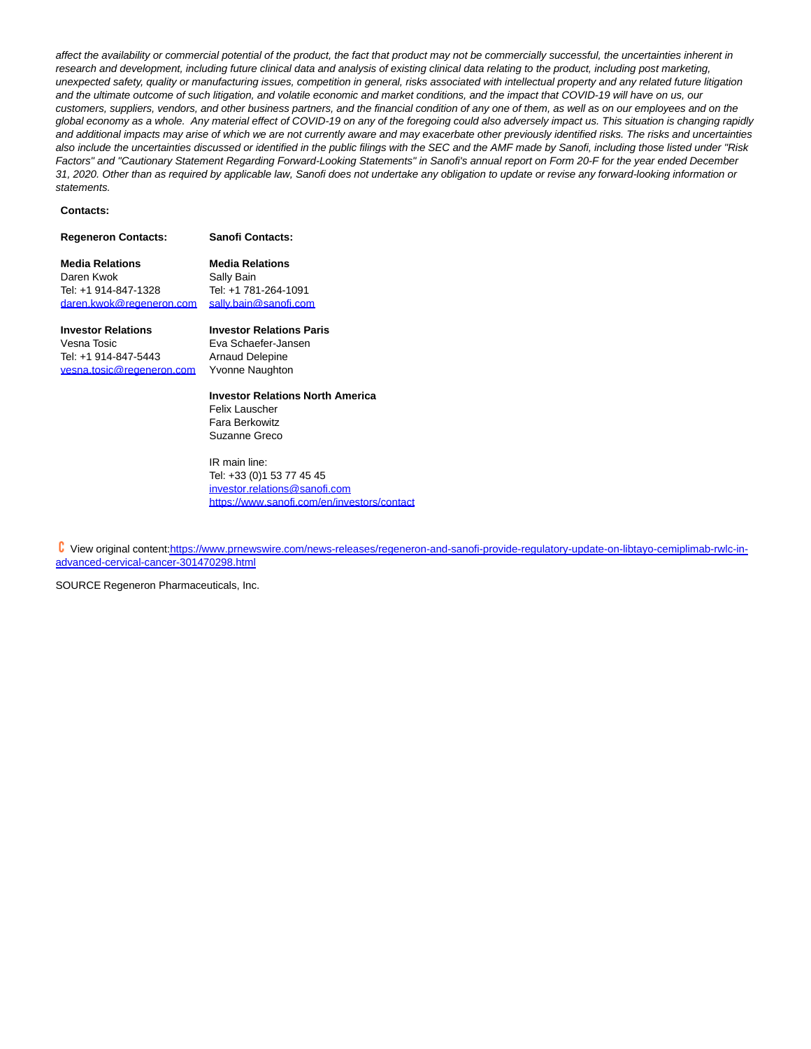*affect the availability or commercial potential of the product, the fact that product may not be commercially successful, the uncertainties inherent in research and development, including future clinical data and analysis of existing clinical data relating to the product, including post marketing, unexpected safety, quality or manufacturing issues, competition in general, risks associated with intellectual property and any related future litigation and the ultimate outcome of such litigation, and volatile economic and market conditions, and the impact that COVID-19 will have on us, our customers, suppliers, vendors, and other business partners, and the financial condition of any one of them, as well as on our employees and on the global economy as a whole. Any material effect of COVID-19 on any of the foregoing could also adversely impact us. This situation is changing rapidly and additional impacts may arise of which we are not currently aware and may exacerbate other previously identified risks. The risks and uncertainties also include the uncertainties discussed or identified in the public filings with the SEC and the AMF made by Sanofi, including those listed under "Risk Factors" and "Cautionary Statement Regarding Forward-Looking Statements" in Sanofi's annual report on Form 20-F for the year ended December 31, 2020. Other than as required by applicable law, Sanofi does not undertake any obligation to update or revise any forward-looking information or statements.*

**Contacts:**

**Regeneron Contacts:**

**Media Relations**
Daren Kwok
Tel: +1 914-847-1328
daren.kwok@regeneron.com

**Investor Relations**
Vesna Tosic
Tel: +1 914-847-5443
vesna.tosic@regeneron.com

**Sanofi Contacts:**

**Media Relations**
Sally Bain
Tel: +1 781-264-1091
sally.bain@sanofi.com

**Investor Relations Paris**
Eva Schaefer-Jansen
Arnaud Delepine
Yvonne Naughton

**Investor Relations North America**
Felix Lauscher
Fara Berkowitz
Suzanne Greco

IR main line:
Tel: +33 (0)1 53 77 45 45
investor.relations@sanofi.com
https://www.sanofi.com/en/investors/contact

View original content:https://www.prnewswire.com/news-releases/regeneron-and-sanofi-provide-regulatory-update-on-libtayo-cemiplimab-rwlc-in-advanced-cervical-cancer-301470298.html

SOURCE Regeneron Pharmaceuticals, Inc.